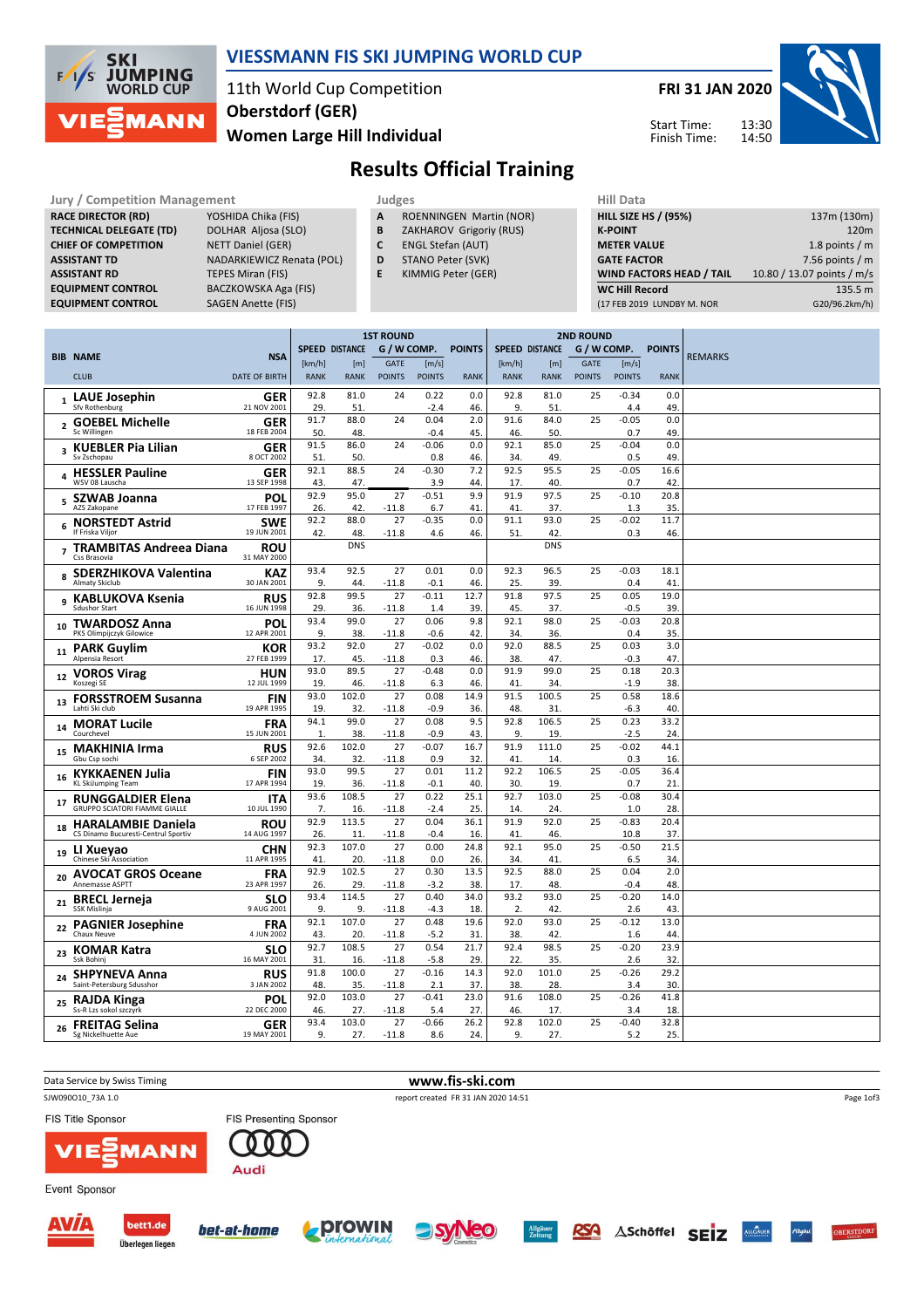# VIESSMANN FIS SKI JUMPING WORLD CUP

11th World Cup Competition
Oberstdorf (GER)
Women Large Hill Individual

**FRI 31 JAN 2020**

Start Time: 13:30
Finish Time: 14:50

## Results Official Training

| Jury / Competition Management | |
|---|---|
| RACE DIRECTOR (RD) | YOSHIDA Chika (FIS) |
| TECHNICAL DELEGATE (TD) | DOLHAR Aljosa (SLO) |
| CHIEF OF COMPETITION | NETT Daniel (GER) |
| ASSISTANT TD | NADARKIEWICZ Renata (POL) |
| ASSISTANT RD | TEPES Miran (FIS) |
| EQUIPMENT CONTROL | BACZKOWSKA Aga (FIS) |
| EQUIPMENT CONTROL | SAGEN Anette (FIS) |

| Judges | |
|---|---|
| A | ROENNINGEN Martin (NOR) |
| B | ZAKHAROV Grigoriy (RUS) |
| C | ENGL Stefan (AUT) |
| D | STANO Peter (SVK) |
| E | KIMMIG Peter (GER) |

| Hill Data | |
|---|---|
| HILL SIZE HS / (95%) | 137m (130m) |
| K-POINT | 120m |
| METER VALUE | 1.8 points / m |
| GATE FACTOR | 7.56 points / m |
| WIND FACTORS HEAD / TAIL | 10.80 / 13.07 points / m/s |
| WC Hill Record | 135.5 m |
| (17 FEB 2019 LUNDBY M. NOR | G20/96.2km/h) |

| BIB | NAME / CLUB | NSA / DATE OF BIRTH | 1ST ROUND SPEED [km/h] / RANK | DISTANCE [m] / RANK | G / W COMP. GATE / POINTS | [m/s] / POINTS | POINTS / RANK | 2ND ROUND SPEED [km/h] / RANK | DISTANCE [m] / RANK | G / W COMP. GATE / POINTS | [m/s] / POINTS | POINTS / RANK | REMARKS |
|---|---|---|---|---|---|---|---|---|---|---|---|---|---|
| 1 | **LAUE Josephine** Sfv Rothenburg | GER 21 NOV 2001 | 92.8 / 29. | 81.0 / 51. | 24 / | 0.22 / -2.4 | 0.0 / 46. | 92.8 / 9. | 81.0 / 51. | 25 / | -0.34 / 4.4 | 0.0 / 49. | |
| 2 | **GOEBEL Michelle** Sc Willingen | GER 18 FEB 2004 | 91.7 / 50. | 88.0 / 48. | 24 / | 0.04 / -0.4 | 2.0 / 45. | 91.6 / 46. | 84.0 / 50. | 25 / | -0.05 / 0.7 | 0.0 / 49. | |
| 3 | **KUEBLER Pia Lilian** Sv Zschopau | GER 8 OCT 2002 | 91.5 / 51. | 86.0 / 50. | 24 / | -0.06 / 0.8 | 0.0 / 46. | 92.1 / 34. | 85.0 / 49. | 25 / | -0.04 / 0.5 | 0.0 / 49. | |
| 4 | **HESSLER Pauline** WSV 08 Lauscha | GER 13 SEP 1998 | 92.1 / 43. | 88.5 / 47. | 24 / | -0.30 / 3.9 | 7.2 / 44. | 92.5 / 17. | 95.5 / 40. | 25 / | -0.05 / 0.7 | 16.6 / 42. | |
| 5 | **SZWAB Joanna** AZS Zakopane | POL 17 FEB 1997 | 92.9 / 26. | 95.0 / 42. | 27 / -11.8 | -0.51 / 6.7 | 9.9 / 41. | 91.9 / 41. | 97.5 / 37. | 25 / | -0.10 / 1.3 | 20.8 / 35. | |
| 6 | **NORSTEDT Astrid** If Friska Viljor | SWE 19 JUN 2001 | 92.2 / 42. | 88.0 / 48. | 27 / -11.8 | -0.35 / 4.6 | 0.0 / 46. | 91.1 / 51. | 93.0 / 42. | 25 / | -0.02 / 0.3 | 11.7 / 46. | |
| 7 | **TRAMBITAS Andreea Diana** Css Brasovia | ROU 31 MAY 2000 | | DNS | | | | | DNS | | | | |
| 8 | **SDERZHIKOVA Valentina** Almaty Skiclub | KAZ 30 JAN 2001 | 93.4 / 9. | 92.5 / 44. | 27 / -11.8 | 0.01 / -0.1 | 0.0 / 46. | 92.3 / 25. | 96.5 / 39. | 25 / | -0.03 / 0.4 | 18.1 / 41. | |
| 9 | **KABLUKOVA Ksenia** Sdushor Start | RUS 16 JUN 1998 | 92.8 / 29. | 99.5 / 36. | 27 / -11.8 | -0.11 / 1.4 | 12.7 / 39. | 91.8 / 45. | 97.5 / 37. | 25 / | 0.05 / -0.5 | 19.0 / 39. | |
| 10 | **TWARDOSZ Anna** PKS Olimpijczyk Gilowice | POL 12 APR 2001 | 93.4 / 9. | 99.0 / 38. | 27 / -11.8 | 0.06 / -0.6 | 9.8 / 42. | 92.1 / 34. | 98.0 / 36. | 25 / | -0.03 / 0.4 | 20.8 / 35. | |
| 11 | **PARK Guylim** Alpensia Resort | KOR 27 FEB 1999 | 93.2 / 17. | 92.0 / 45. | 27 / -11.8 | -0.02 / 0.3 | 0.0 / 46. | 92.0 / 38. | 88.5 / 47. | 25 / | 0.03 / -0.3 | 3.0 / 47. | |
| 12 | **VOROS Virag** Koszegi SE | HUN 12 JUL 1999 | 93.0 / 19. | 89.5 / 46. | 27 / -11.8 | -0.48 / 6.3 | 0.0 / 46. | 91.9 / 41. | 99.0 / 34. | 25 / | 0.18 / -1.9 | 20.3 / 38. | |
| 13 | **FORSSTROEM Susanna** Lahti Ski club | FIN 19 APR 1995 | 93.0 / 19. | 102.0 / 32. | 27 / -11.8 | 0.08 / -0.9 | 14.9 / 36. | 91.5 / 48. | 100.5 / 31. | 25 / | 0.58 / -6.3 | 18.6 / 40. | |
| 14 | **MORAT Lucile** Courchevel | FRA 15 JUN 2001 | 94.1 / 1. | 99.0 / 38. | 27 / -11.8 | 0.08 / -0.9 | 9.5 / 43. | 92.8 / 9. | 106.5 / 19. | 25 / | 0.23 / -2.5 | 33.2 / 24. | |
| 15 | **MAKHINIA Irma** Gbu Csp sochi | RUS 6 SEP 2002 | 92.6 / 34. | 102.0 / 32. | 27 / -11.8 | -0.07 / 0.9 | 16.7 / 32. | 91.9 / 41. | 111.0 / 14. | 25 / | -0.02 / 0.3 | 44.1 / 16. | |
| 16 | **KYKKAENEN Julia** KL SkiJumping Team | FIN 17 APR 1994 | 93.0 / 19. | 99.5 / 36. | 27 / -11.8 | 0.01 / -0.1 | 11.2 / 40. | 92.2 / 30. | 106.5 / 19. | 25 / | -0.05 / 0.7 | 36.4 / 21. | |
| 17 | **RUNGGALDIER Elena** GRUPPO SCIATORI FIAMME GIALLE | ITA 10 JUL 1990 | 93.6 / 7. | 108.5 / 16. | 27 / -11.8 | 0.22 / -2.4 | 25.1 / 25. | 92.7 / 14. | 103.0 / 24. | 25 / | -0.08 / 1.0 | 30.4 / 28. | |
| 18 | **HARALAMBIE Daniela** CS Dinamo Bucuresti-Centrul Sportiv | ROU 14 AUG 1997 | 92.9 / 26. | 113.5 / 11. | 27 / -11.8 | 0.04 / -0.4 | 36.1 / 16. | 91.9 / 41. | 92.0 / 46. | 25 / | -0.83 / 10.8 | 20.4 / 37. | |
| 19 | **LI Xueyao** Chinese Ski Association | CHN 11 APR 1995 | 92.3 / 41. | 107.0 / 20. | 27 / -11.8 | 0.00 / 0.0 | 24.8 / 26. | 92.1 / 34. | 95.0 / 41. | 25 / | -0.50 / 6.5 | 21.5 / 34. | |
| 20 | **AVOCAT GROS Oceane** Annemasse ASPTT | FRA 23 APR 1997 | 92.9 / 26. | 102.5 / 29. | 27 / -11.8 | 0.30 / -3.2 | 13.5 / 38. | 92.5 / 17. | 88.0 / 48. | 25 / | 0.04 / -0.4 | 2.0 / 48. | |
| 21 | **BRECL Jerneja** SSK Mislinja | SLO 9 AUG 2001 | 93.4 / 9. | 114.5 / 9. | 27 / -11.8 | 0.40 / -4.3 | 34.0 / 18. | 93.2 / 2. | 93.0 / 42. | 25 / | -0.20 / 2.6 | 14.0 / 43. | |
| 22 | **PAGNIER Josephine** Chaux Neuve | FRA 4 JUN 2002 | 92.1 / 43. | 107.0 / 20. | 27 / -11.8 | 0.48 / -5.2 | 19.6 / 31. | 92.0 / 38. | 93.0 / 42. | 25 / | -0.12 / 1.6 | 13.0 / 44. | |
| 23 | **KOMAR Katra** Ssk Bohinj | SLO 16 MAY 2001 | 92.7 / 31. | 108.5 / 16. | 27 / -11.8 | 0.54 / -5.8 | 21.7 / 29. | 92.4 / 22. | 98.5 / 35. | 25 / | -0.20 / 2.6 | 23.9 / 32. | |
| 24 | **SHPYNEVA Anna** Saint-Petersburg Sdusshor | RUS 3 JAN 2002 | 91.8 / 48. | 100.0 / 35. | 27 / -11.8 | -0.16 / 2.1 | 14.3 / 37. | 92.0 / 38. | 101.0 / 28. | 25 / | -0.26 / 3.4 | 29.2 / 30. | |
| 25 | **RAJDA Kinga** Ss-R Lzs sokol szczyrk | POL 22 DEC 2000 | 92.0 / 46. | 103.0 / 27. | 27 / -11.8 | -0.41 / 5.4 | 23.0 / 27. | 91.6 / 46. | 108.0 / 17. | 25 / | -0.26 / 3.4 | 41.8 / 18. | |
| 26 | **FREITAG Selina** Sg Nickelhuette Aue | GER 19 MAY 2001 | 93.4 / 9. | 103.0 / 27. | 27 / -11.8 | -0.66 / 8.6 | 26.2 / 24. | 92.8 / 9. | 102.0 / 27. | 25 / | -0.40 / 5.2 | 32.8 / 25. | |

Data Service by Swiss Timing    www.fis-ski.com

SJW090O10_73A 1.0    report created FR 31 JAN 2020 14:51

FIS Title Sponsor    FIS Presenting Sponsor

Event Sponsor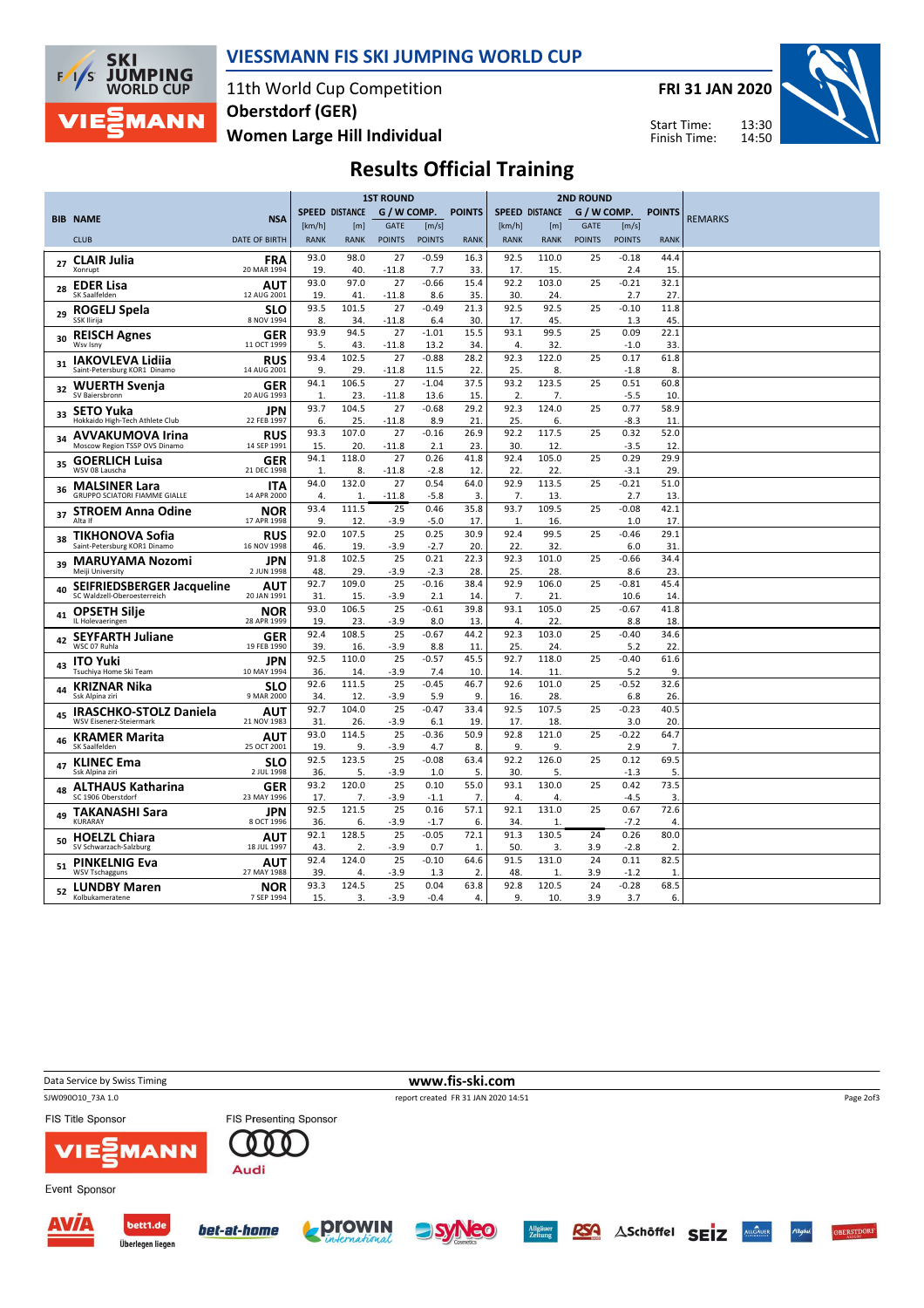# VIESSMANN FIS SKI JUMPING WORLD CUP

11th World Cup Competition
Oberstdorf (GER)
Women Large Hill Individual

FRI 31 JAN 2020

Start Time: 13:30
Finish Time: 14:50

## Results Official Training

| BIB | NAME / CLUB | NSA / DATE OF BIRTH | 1ST ROUND SPEED [km/h] / RANK | DISTANCE [m] / RANK | GATE / GATE POINTS | [m/s] / WIND POINTS | POINTS / RANK | 2ND ROUND SPEED [km/h] / RANK | DISTANCE [m] / RANK | GATE / GATE POINTS | [m/s] / WIND POINTS | POINTS / RANK | REMARKS |
|---|---|---|---|---|---|---|---|---|---|---|---|---|---|
| 27 | CLAIR Julia / Xonrupt | FRA / 20 MAR 1994 | 93.0 / 19. | 98.0 / 40. | 27 / -11.8 | -0.59 / 7.7 | 16.3 / 33. | 92.5 / 17. | 110.0 / 15. | 25 | -0.18 / 2.4 | 44.4 / 15. | |
| 28 | EDER Lisa / SK Saalfelden | AUT / 12 AUG 2001 | 93.0 / 19. | 97.0 / 41. | 27 / -11.8 | -0.66 / 8.6 | 15.4 / 35. | 92.2 / 30. | 103.0 / 24. | 25 | -0.21 / 2.7 | 32.1 / 27. | |
| 29 | ROGELJ Spela / SSK Ilirija | SLO / 8 NOV 1994 | 93.5 / 8. | 101.5 / 34. | 27 / -11.8 | -0.49 / 6.4 | 21.3 / 30. | 92.5 / 17. | 92.5 / 45. | 25 | -0.10 / 1.3 | 11.8 / 45. | |
| 30 | REISCH Agnes / Wsv Isny | GER / 11 OCT 1999 | 93.9 / 5. | 94.5 / 43. | 27 / -11.8 | -1.01 / 13.2 | 15.5 / 34. | 93.1 / 4. | 99.5 / 32. | 25 | 0.09 / -1.0 | 22.1 / 33. | |
| 31 | IAKOVLEVA Lidiia / Saint-Petersburg KOR1 Dinamo | RUS / 14 AUG 2001 | 93.4 / 9. | 102.5 / 29. | 27 / -11.8 | -0.88 / 11.5 | 28.2 / 22. | 92.3 / 25. | 122.0 / 8. | 25 | 0.17 / -1.8 | 61.8 / 8. | |
| 32 | WUERTH Svenja / SV Baiersbronn | GER / 20 AUG 1993 | 94.1 / 1. | 106.5 / 23. | 27 / -11.8 | -1.04 / 13.6 | 37.5 / 15. | 93.2 / 2. | 123.5 / 7. | 25 | 0.51 / -5.5 | 60.8 / 10. | |
| 33 | SETO Yuka / Hokkaido High-Tech Athlete Club | JPN / 22 FEB 1997 | 93.7 / 6. | 104.5 / 25. | 27 / -11.8 | -0.68 / 8.9 | 29.2 / 21. | 92.3 / 25. | 124.0 / 6. | 25 | 0.77 / -8.3 | 58.9 / 11. | |
| 34 | AVVAKUMOVA Irina / Moscow Region TSSP OVS Dinamo | RUS / 14 SEP 1991 | 93.3 / 15. | 107.0 / 20. | 27 / -11.8 | -0.16 / 2.1 | 26.9 / 23. | 92.2 / 30. | 117.5 / 12. | 25 | 0.32 / -3.5 | 52.0 / 12. | |
| 35 | GOERLICH Luisa / WSV 08 Lauscha | GER / 21 DEC 1998 | 94.1 / 1. | 118.0 / 8. | 27 / -11.8 | 0.26 / -2.8 | 41.8 / 12. | 92.4 / 22. | 105.0 / 22. | 25 | 0.29 / -3.1 | 29.9 / 29. | |
| 36 | MALSINER Lara / GRUPPO SCIATORI FIAMME GIALLE | ITA / 14 APR 2000 | 94.0 / 4. | 132.0 / 1. | 27 / -11.8 | 0.54 / -5.8 | 64.0 / 3. | 92.9 / 7. | 113.5 / 13. | 25 | -0.21 / 2.7 | 51.0 / 13. | |
| 37 | STROEM Anna Odine / Alta If | NOR / 17 APR 1998 | 93.4 / 9. | 111.5 / 12. | 25 / -3.9 | 0.46 / -5.0 | 35.8 / 17. | 93.7 / 1. | 109.5 / 16. | 25 | -0.08 / 1.0 | 42.1 / 17. | |
| 38 | TIKHONOVA Sofia / Saint-Petersburg KOR1 Dinamo | RUS / 16 NOV 1998 | 92.0 / 46. | 107.5 / 19. | 25 / -3.9 | 0.25 / -2.7 | 30.9 / 20. | 92.4 / 22. | 99.5 / 32. | 25 | -0.46 / 6.0 | 29.1 / 31. | |
| 39 | MARUYAMA Nozomi / Meiji University | JPN / 2 JUN 1998 | 91.8 / 48. | 102.5 / 29. | 25 / -3.9 | 0.21 / -2.3 | 22.3 / 28. | 92.3 / 25. | 101.0 / 28. | 25 | -0.66 / 8.6 | 34.4 / 23. | |
| 40 | SEIFRIEDSBERGER Jacqueline / SC Waldzell-Oberoesterreich | AUT / 20 JAN 1991 | 92.7 / 31. | 109.0 / 15. | 25 / -3.9 | -0.16 / 2.1 | 38.4 / 14. | 92.9 / 7. | 106.0 / 21. | 25 | -0.81 / 10.6 | 45.4 / 14. | |
| 41 | OPSETH Silje / IL Holevaeringen | NOR / 28 APR 1999 | 93.0 / 19. | 106.5 / 23. | 25 / -3.9 | -0.61 / 8.0 | 39.8 / 13. | 93.1 / 4. | 105.0 / 22. | 25 | -0.67 / 8.8 | 41.8 / 18. | |
| 42 | SEYFARTH Juliane / WSC 07 Ruhla | GER / 19 FEB 1990 | 92.4 / 39. | 108.5 / 16. | 25 / -3.9 | -0.67 / 8.8 | 44.2 / 11. | 92.3 / 25. | 103.0 / 24. | 25 | -0.40 / 5.2 | 34.6 / 22. | |
| 43 | ITO Yuki / Tsuchiya Home Ski Team | JPN / 10 MAY 1994 | 92.5 / 36. | 110.0 / 14. | 25 / -3.9 | -0.57 / 7.4 | 45.5 / 10. | 92.7 / 14. | 118.0 / 11. | 25 | -0.40 / 5.2 | 61.6 / 9. | |
| 44 | KRIZNAR Nika / Ssk Alpina ziri | SLO / 9 MAR 2000 | 92.6 / 34. | 111.5 / 12. | 25 / -3.9 | -0.45 / 5.9 | 46.7 / 9. | 92.6 / 16. | 101.0 / 28. | 25 | -0.52 / 6.8 | 32.6 / 26. | |
| 45 | IRASCHKO-STOLZ Daniela / WSV Eisenerz-Steiermark | AUT / 21 NOV 1983 | 92.7 / 31. | 104.0 / 26. | 25 / -3.9 | -0.47 / 6.1 | 33.4 / 19. | 92.5 / 17. | 107.5 / 18. | 25 | -0.23 / 3.0 | 40.5 / 20. | |
| 46 | KRAMER Marita / SK Saalfelden | AUT / 25 OCT 2001 | 93.0 / 19. | 114.5 / 9. | 25 / -3.9 | -0.36 / 4.7 | 50.9 / 8. | 92.8 / 9. | 121.0 / 9. | 25 | -0.22 / 2.9 | 64.7 / 7. | |
| 47 | KLINEC Ema / Ssk Alpina ziri | SLO / 2 JUL 1998 | 92.5 / 36. | 123.5 / 5. | 25 / -3.9 | -0.08 / 1.0 | 63.4 / 5. | 92.2 / 30. | 126.0 / 5. | 25 | 0.12 / -1.3 | 69.5 / 5. | |
| 48 | ALTHAUS Katharina / SC 1906 Oberstdorf | GER / 23 MAY 1996 | 93.2 / 17. | 120.0 / 7. | 25 / -3.9 | 0.10 / -1.1 | 55.0 / 7. | 93.1 / 4. | 130.0 / 4. | 25 | 0.42 / -4.5 | 73.5 / 3. | |
| 49 | TAKANASHI Sara / KURARAY | JPN / 8 OCT 1996 | 92.5 / 36. | 121.5 / 6. | 25 / -3.9 | 0.16 / -1.7 | 57.1 / 6. | 92.1 / 34. | 131.0 / 1. | 25 | 0.67 / -7.2 | 72.6 / 4. | |
| 50 | HOELZL Chiara / SV Schwarzach-Salzburg | AUT / 18 JUL 1997 | 92.1 / 43. | 128.5 / 2. | 25 / -3.9 | -0.05 / 0.7 | 72.1 / 1. | 91.3 / 50. | 130.5 / 3. | 24 / 3.9 | 0.26 / -2.8 | 80.0 / 2. | |
| 51 | PINKELNIG Eva / WSV Tschagguns | AUT / 27 MAY 1988 | 92.4 / 39. | 124.0 / 4. | 25 / -3.9 | -0.10 / 1.3 | 64.6 / 2. | 91.5 / 48. | 131.0 / 1. | 24 / 3.9 | 0.11 / -1.2 | 82.5 / 1. | |
| 52 | LUNDBY Maren / Kolbukameratene | NOR / 7 SEP 1994 | 93.3 / 15. | 124.5 / 3. | 25 / -3.9 | 0.04 / -0.4 | 63.8 / 4. | 92.8 / 9. | 120.5 / 10. | 24 / 3.9 | -0.28 / 3.7 | 68.5 / 6. | |

Data Service by Swiss Timing
www.fis-ski.com
SJW090O10_73A 1.0
report created FR 31 JAN 2020 14:51

FIS Title Sponsor
FIS Presenting Sponsor
Event Sponsor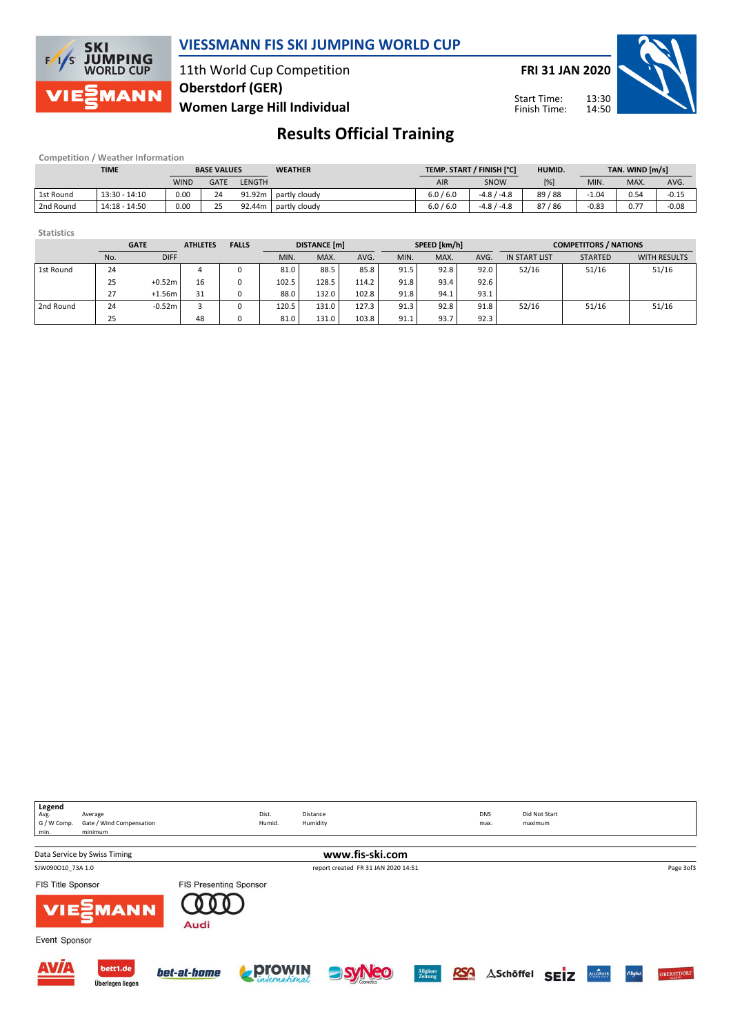# VIESSMANN FIS SKI JUMPING WORLD CUP

11th World Cup Competition
**Oberstdorf (GER)**
**Women Large Hill Individual**

**FRI 31 JAN 2020**

Start Time: 13:30
Finish Time: 14:50

## Results Official Training

Competition / Weather Information

| TIME | | BASE VALUES | | | WEATHER | TEMP. START / FINISH [°C] | | HUMID. | TAN. WIND [m/s] | | |
|---|---|---|---|---|---|---|---|---|---|---|---|
| | | WIND | GATE | LENGTH | | AIR | SNOW | [%] | MIN. | MAX. | AVG. |
| 1st Round | 13:30 - 14:10 | 0.00 | 24 | 91.92m | partly cloudy | 6.0 / 6.0 | -4.8 / -4.8 | 89 / 88 | -1.04 | 0.54 | -0.15 |
| 2nd Round | 14:18 - 14:50 | 0.00 | 25 | 92.44m | partly cloudy | 6.0 / 6.0 | -4.8 / -4.8 | 87 / 86 | -0.83 | 0.77 | -0.08 |

Statistics

| | GATE | | ATHLETES | FALLS | DISTANCE [m] | | | SPEED [km/h] | | | COMPETITORS / NATIONS | | |
|---|---|---|---|---|---|---|---|---|---|---|---|---|---|
| | No. | DIFF | | | MIN. | MAX. | AVG. | MIN. | MAX. | AVG. | IN START LIST | STARTED | WITH RESULTS |
| 1st Round | 24 | | 4 | 0 | 81.0 | 88.5 | 85.8 | 91.5 | 92.8 | 92.0 | 52/16 | 51/16 | 51/16 |
| | 25 | +0.52m | 16 | 0 | 102.5 | 128.5 | 114.2 | 91.8 | 93.4 | 92.6 | | | |
| | 27 | +1.56m | 31 | 0 | 88.0 | 132.0 | 102.8 | 91.8 | 94.1 | 93.1 | | | |
| 2nd Round | 24 | -0.52m | 3 | 0 | 120.5 | 131.0 | 127.3 | 91.3 | 92.8 | 91.8 | 52/16 | 51/16 | 51/16 |
| | 25 | | 48 | 0 | 81.0 | 131.0 | 103.8 | 91.1 | 93.7 | 92.3 | | | |

**Legend**

| | | | | | |
|---|---|---|---|---|---|
| Avg. | Average | Dist. | Distance | DNS | Did Not Start |
| G / W Comp. | Gate / Wind Compensation | Humid. | Humidity | max. | maximum |
| min. | minimum | | | | |

Data Service by Swiss Timing

www.fis-ski.com

SJW090O10_73A 1.0

report created FR 31 JAN 2020 14:51

FIS Title Sponsor

FIS Presenting Sponsor

Event Sponsor